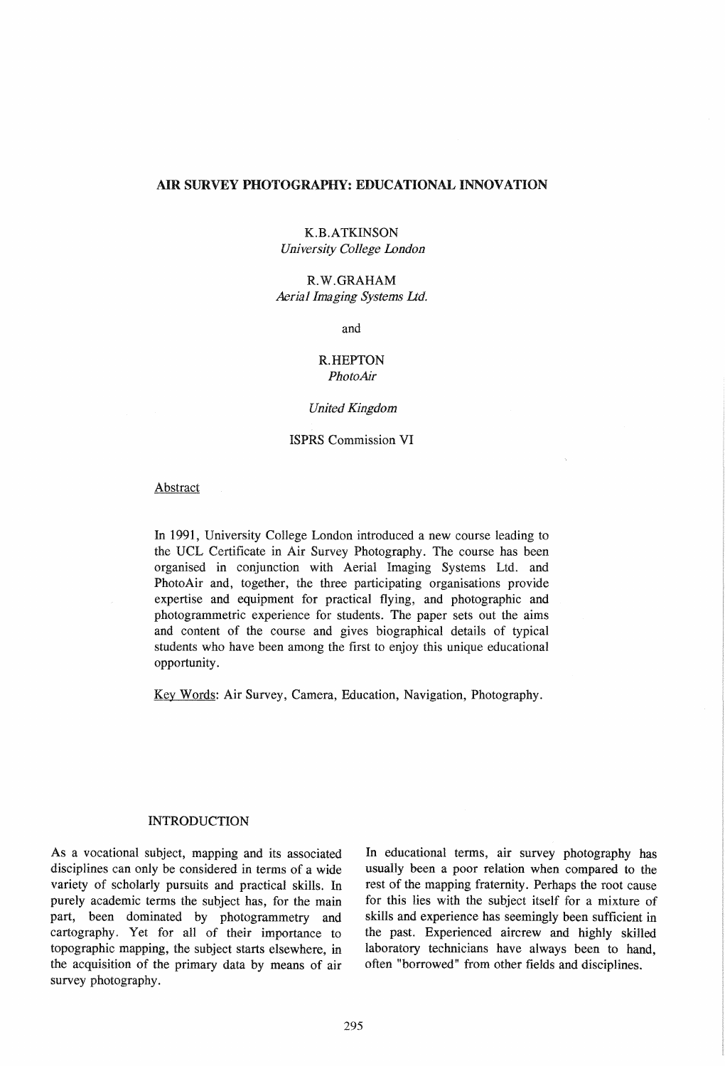# AIR SURVEY PHOTOGRAPHY: EDUCATIONAL INNOVATION

K.B.ATKINSON
*University College London*

R.W.GRAHAM
*Aerial Imaging Systems Ltd.*

and

R.HEPTON
*PhotoAir*

*United Kingdom*

ISPRS Commission VI

## Abstract

In 1991, University College London introduced a new course leading to the UCL Certificate in Air Survey Photography. The course has been organised in conjunction with Aerial Imaging Systems Ltd. and PhotoAir and, together, the three participating organisations provide expertise and equipment for practical flying, and photographic and photogrammetric experience for students. The paper sets out the aims and content of the course and gives biographical details of typical students who have been among the first to enjoy this unique educational opportunity.

Key Words: Air Survey, Camera, Education, Navigation, Photography.

## INTRODUCTION

As a vocational subject, mapping and its associated disciplines can only be considered in terms of a wide variety of scholarly pursuits and practical skills. In purely academic terms the subject has, for the main part, been dominated by photogrammetry and cartography. Yet for all of their importance to topographic mapping, the subject starts elsewhere, in the acquisition of the primary data by means of air survey photography.

In educational terms, air survey photography has usually been a poor relation when compared to the rest of the mapping fraternity. Perhaps the root cause for this lies with the subject itself for a mixture of skills and experience has seemingly been sufficient in the past. Experienced aircrew and highly skilled laboratory technicians have always been to hand, often "borrowed" from other fields and disciplines.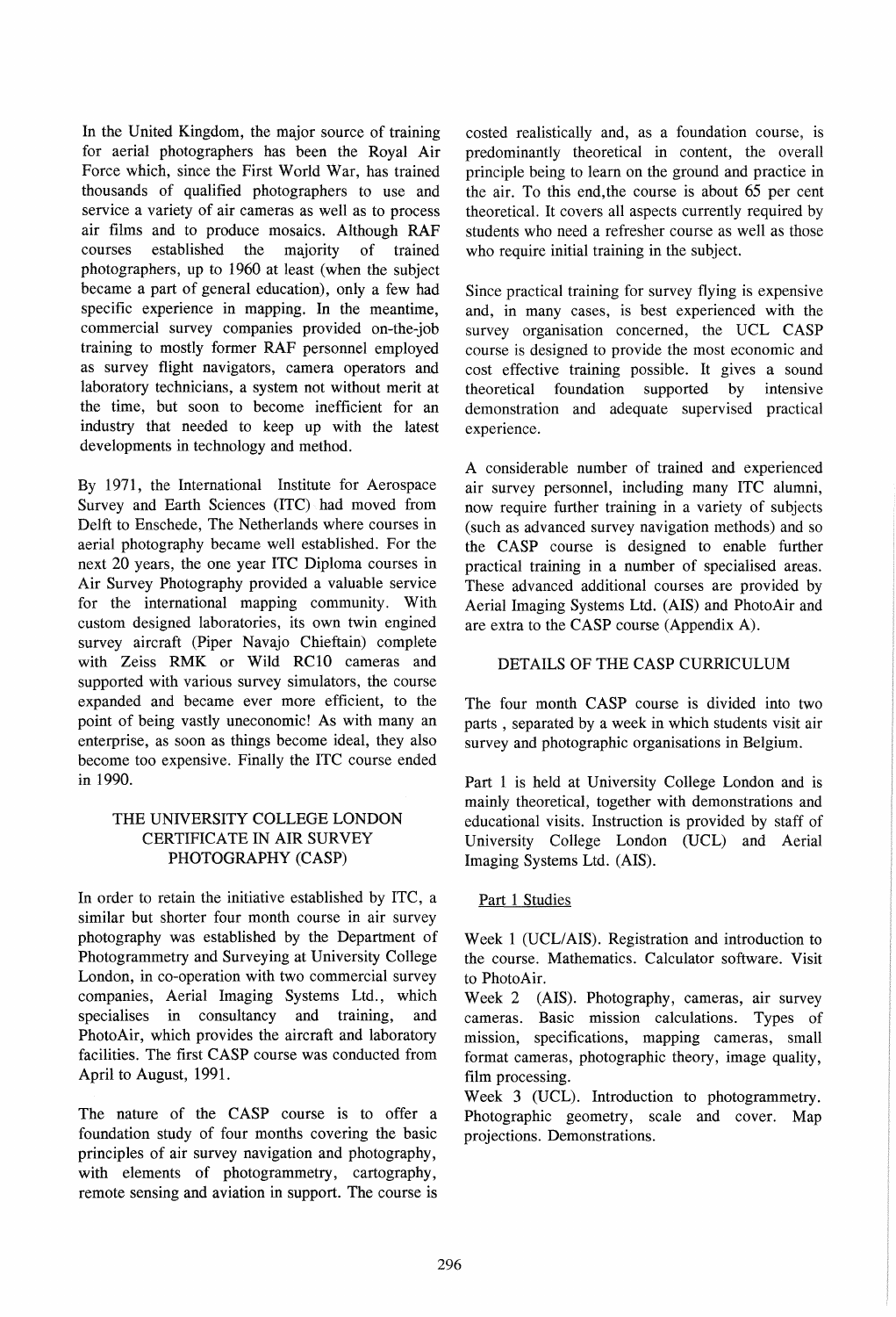In the United Kingdom, the major source of training for aerial photographers has been the Royal Air Force which, since the First World War, has trained thousands of qualified photographers to use and service a variety of air cameras as well as to process air films and to produce mosaics. Although RAF courses established the majority of trained photographers, up to 1960 at least (when the subject became a part of general education), only a few had specific experience in mapping. In the meantime, commercial survey companies provided on-the-job training to mostly former RAF personnel employed as survey flight navigators, camera operators and laboratory technicians, a system not without merit at the time, but soon to become inefficient for an industry that needed to keep up with the latest developments in technology and method.

By 1971, the International Institute for Aerospace Survey and Earth Sciences (ITC) had moved from Delft to Enschede, The Netherlands where courses in aerial photography became well established. For the next 20 years, the one year ITC Diploma courses in Air Survey Photography provided a valuable service for the international mapping community. With custom designed laboratories, its own twin engined survey aircraft (Piper Navajo Chieftain) complete with Zeiss RMK or Wild RC10 cameras and supported with various survey simulators, the course expanded and became ever more efficient, to the point of being vastly uneconomic! As with many an enterprise, as soon as things become ideal, they also become too expensive. Finally the ITC course ended in 1990.

## THE UNIVERSITY COLLEGE LONDON CERTIFICATE IN AIR SURVEY PHOTOGRAPHY (CASP)

In order to retain the initiative established by ITC, a similar but shorter four month course in air survey photography was established by the Department of Photogrammetry and Surveying at University College London, in co-operation with two commercial survey companies, Aerial Imaging Systems Ltd., which specialises in consultancy and training, and PhotoAir, which provides the aircraft and laboratory facilities. The first CASP course was conducted from April to August, 1991.

The nature of the CASP course is to offer a foundation study of four months covering the basic principles of air survey navigation and photography, with elements of photogrammetry, cartography, remote sensing and aviation in support. The course is costed realistically and, as a foundation course, is predominantly theoretical in content, the overall principle being to learn on the ground and practice in the air. To this end,the course is about 65 per cent theoretical. It covers all aspects currently required by students who need a refresher course as well as those who require initial training in the subject.

Since practical training for survey flying is expensive and, in many cases, is best experienced with the survey organisation concerned, the UCL CASP course is designed to provide the most economic and cost effective training possible. It gives a sound theoretical foundation supported by intensive demonstration and adequate supervised practical experience.

A considerable number of trained and experienced air survey personnel, including many ITC alumni, now require further training in a variety of subjects (such as advanced survey navigation methods) and so the CASP course is designed to enable further practical training in a number of specialised areas. These advanced additional courses are provided by Aerial Imaging Systems Ltd. (AIS) and PhotoAir and are extra to the CASP course (Appendix A).

## DETAILS OF THE CASP CURRICULUM

The four month CASP course is divided into two parts , separated by a week in which students visit air survey and photographic organisations in Belgium.

Part 1 is held at University College London and is mainly theoretical, together with demonstrations and educational visits. Instruction is provided by staff of University College London (UCL) and Aerial Imaging Systems Ltd. (AIS).

### Part 1 Studies

Week 1 (UCL/AIS). Registration and introduction to the course. Mathematics. Calculator software. Visit to PhotoAir.

Week 2 (AIS). Photography, cameras, air survey cameras. Basic mission calculations. Types of mission, specifications, mapping cameras, small format cameras, photographic theory, image quality, film processing.

Week 3 (UCL). Introduction to photogrammetry. Photographic geometry, scale and cover. Map projections. Demonstrations.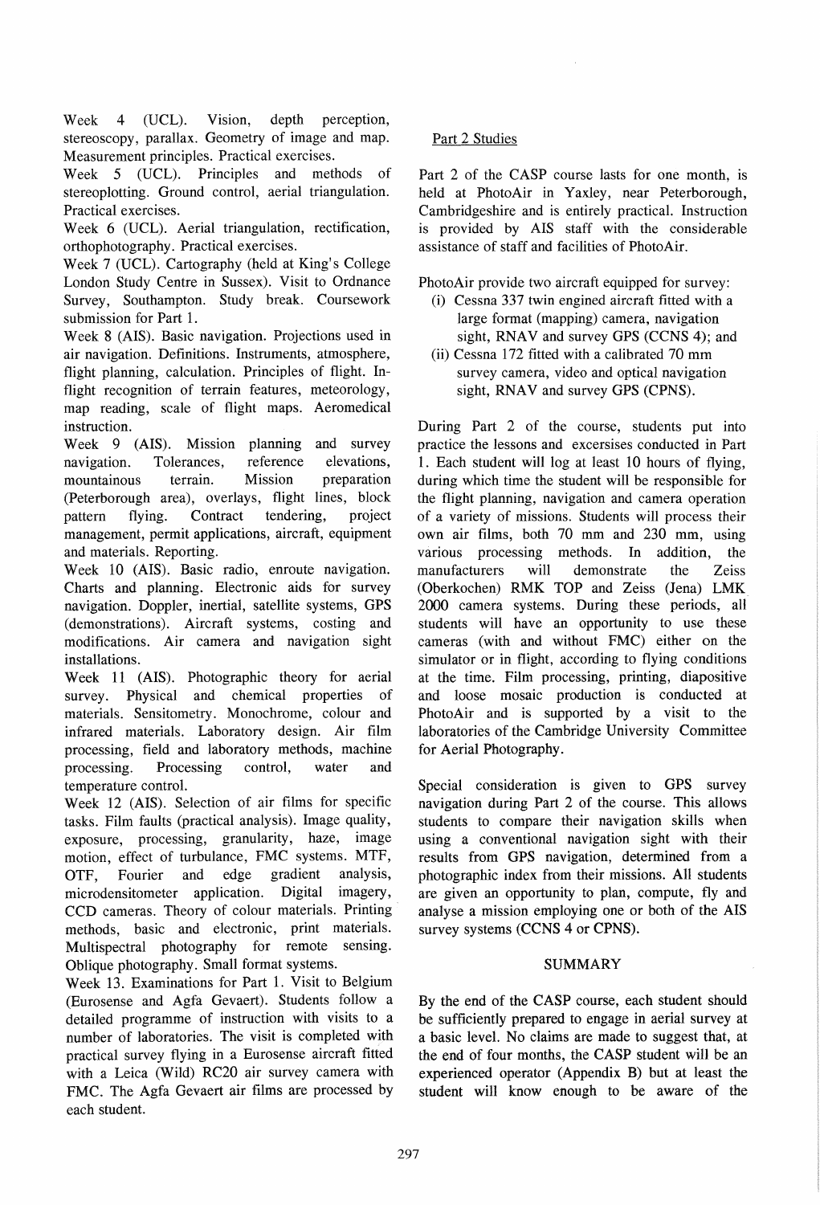Week 4 (UCL). Vision, depth perception, stereoscopy, parallax. Geometry of image and map. Measurement principles. Practical exercises.

Week 5 (UCL). Principles and methods of stereoplotting. Ground control, aerial triangulation. Practical exercises.

Week 6 (UCL). Aerial triangulation, rectification, orthophotography. Practical exercises.

Week 7 (UCL). Cartography (held at King's College London Study Centre in Sussex). Visit to Ordnance Survey, Southampton. Study break. Coursework submission for Part 1.

Week 8 (AIS). Basic navigation. Projections used in air navigation. Definitions. Instruments, atmosphere, flight planning, calculation. Principles of flight. In-flight recognition of terrain features, meteorology, map reading, scale of flight maps. Aeromedical instruction.

Week 9 (AIS). Mission planning and survey navigation. Tolerances, reference elevations, mountainous terrain. Mission preparation (Peterborough area), overlays, flight lines, block pattern flying. Contract tendering, project management, permit applications, aircraft, equipment and materials. Reporting.

Week 10 (AIS). Basic radio, enroute navigation. Charts and planning. Electronic aids for survey navigation. Doppler, inertial, satellite systems, GPS (demonstrations). Aircraft systems, costing and modifications. Air camera and navigation sight installations.

Week 11 (AIS). Photographic theory for aerial survey. Physical and chemical properties of materials. Sensitometry. Monochrome, colour and infrared materials. Laboratory design. Air film processing, field and laboratory methods, machine processing. Processing control, water and temperature control.

Week 12 (AIS). Selection of air films for specific tasks. Film faults (practical analysis). Image quality, exposure, processing, granularity, haze, image motion, effect of turbulance, FMC systems. MTF, OTF, Fourier and edge gradient analysis, microdensitometer application. Digital imagery, CCD cameras. Theory of colour materials. Printing methods, basic and electronic, print materials. Multispectral photography for remote sensing. Oblique photography. Small format systems.

Week 13. Examinations for Part 1. Visit to Belgium (Eurosense and Agfa Gevaert). Students follow a detailed programme of instruction with visits to a number of laboratories. The visit is completed with practical survey flying in a Eurosense aircraft fitted with a Leica (Wild) RC20 air survey camera with FMC. The Agfa Gevaert air films are processed by each student.

Part 2 Studies

Part 2 of the CASP course lasts for one month, is held at PhotoAir in Yaxley, near Peterborough, Cambridgeshire and is entirely practical. Instruction is provided by AIS staff with the considerable assistance of staff and facilities of PhotoAir.

PhotoAir provide two aircraft equipped for survey:

(i) Cessna 337 twin engined aircraft fitted with a large format (mapping) camera, navigation sight, RNAV and survey GPS (CCNS 4); and
(ii) Cessna 172 fitted with a calibrated 70 mm survey camera, video and optical navigation sight, RNAV and survey GPS (CPNS).

During Part 2 of the course, students put into practice the lessons and excersises conducted in Part 1. Each student will log at least 10 hours of flying, during which time the student will be responsible for the flight planning, navigation and camera operation of a variety of missions. Students will process their own air films, both 70 mm and 230 mm, using various processing methods. In addition, the manufacturers will demonstrate the Zeiss (Oberkochen) RMK TOP and Zeiss (Jena) LMK 2000 camera systems. During these periods, all students will have an opportunity to use these cameras (with and without FMC) either on the simulator or in flight, according to flying conditions at the time. Film processing, printing, diapositive and loose mosaic production is conducted at PhotoAir and is supported by a visit to the laboratories of the Cambridge University Committee for Aerial Photography.

Special consideration is given to GPS survey navigation during Part 2 of the course. This allows students to compare their navigation skills when using a conventional navigation sight with their results from GPS navigation, determined from a photographic index from their missions. All students are given an opportunity to plan, compute, fly and analyse a mission employing one or both of the AIS survey systems (CCNS 4 or CPNS).

## SUMMARY

By the end of the CASP course, each student should be sufficiently prepared to engage in aerial survey at a basic level. No claims are made to suggest that, at the end of four months, the CASP student will be an experienced operator (Appendix B) but at least the student will know enough to be aware of the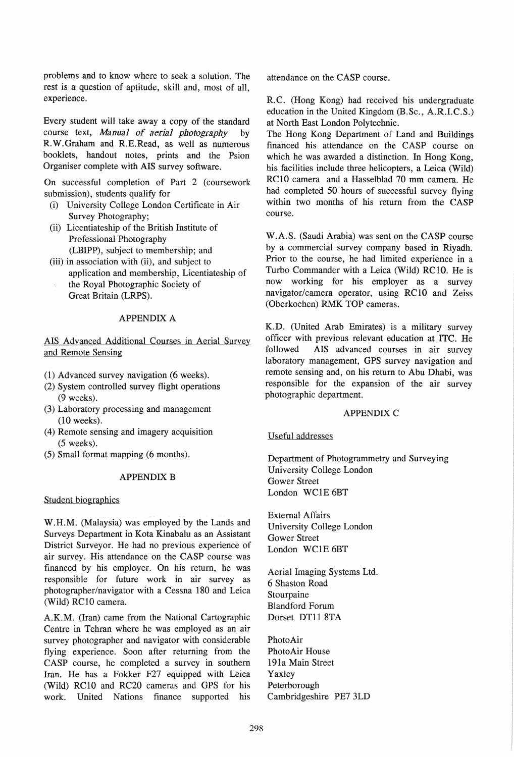problems and to know where to seek a solution. The rest is a question of aptitude, skill and, most of all, experience.

Every student will take away a copy of the standard course text, *Manual of aerial photography* by R.W.Graham and R.E.Read, as well as numerous booklets, handout notes, prints and the Psion Organiser complete with AIS survey software.

On successful completion of Part 2 (coursework submission), students qualify for

(i) University College London Certificate in Air Survey Photography;
(ii) Licentiateship of the British Institute of Professional Photography (LBIPP), subject to membership; and
(iii) in association with (ii), and subject to application and membership, Licentiateship of the Royal Photographic Society of Great Britain (LRPS).

## APPENDIX A

AIS Advanced Additional Courses in Aerial Survey and Remote Sensing

(1) Advanced survey navigation (6 weeks).
(2) System controlled survey flight operations (9 weeks).
(3) Laboratory processing and management (10 weeks).
(4) Remote sensing and imagery acquisition (5 weeks).
(5) Small format mapping (6 months).

## APPENDIX B

Student biographies

W.H.M. (Malaysia) was employed by the Lands and Surveys Department in Kota Kinabalu as an Assistant District Surveyor. He had no previous experience of air survey. His attendance on the CASP course was financed by his employer. On his return, he was responsible for future work in air survey as photographer/navigator with a Cessna 180 and Leica (Wild) RC10 camera.

A.K.M. (Iran) came from the National Cartographic Centre in Tehran where he was employed as an air survey photographer and navigator with considerable flying experience. Soon after returning from the CASP course, he completed a survey in southern Iran. He has a Fokker F27 equipped with Leica (Wild) RC10 and RC20 cameras and GPS for his work. United Nations finance supported his attendance on the CASP course.

R.C. (Hong Kong) had received his undergraduate education in the United Kingdom (B.Sc., A.R.I.C.S.) at North East London Polytechnic.
The Hong Kong Department of Land and Buildings financed his attendance on the CASP course on which he was awarded a distinction. In Hong Kong, his facilities include three helicopters, a Leica (Wild) RC10 camera and a Hasselblad 70 mm camera. He had completed 50 hours of successful survey flying within two months of his return from the CASP course.

W.A.S. (Saudi Arabia) was sent on the CASP course by a commercial survey company based in Riyadh. Prior to the course, he had limited experience in a Turbo Commander with a Leica (Wild) RC10. He is now working for his employer as a survey navigator/camera operator, using RC10 and Zeiss (Oberkochen) RMK TOP cameras.

K.D. (United Arab Emirates) is a military survey officer with previous relevant education at ITC. He followed AIS advanced courses in air survey laboratory management, GPS survey navigation and remote sensing and, on his return to Abu Dhabi, was responsible for the expansion of the air survey photographic department.

## APPENDIX C

Useful addresses

Department of Photogrammetry and Surveying
University College London
Gower Street
London WC1E 6BT

External Affairs
University College London
Gower Street
London WC1E 6BT

Aerial Imaging Systems Ltd.
6 Shaston Road
Stourpaine
Blandford Forum
Dorset DT11 8TA

PhotoAir
PhotoAir House
191a Main Street
Yaxley
Peterborough
Cambridgeshire PE7 3LD